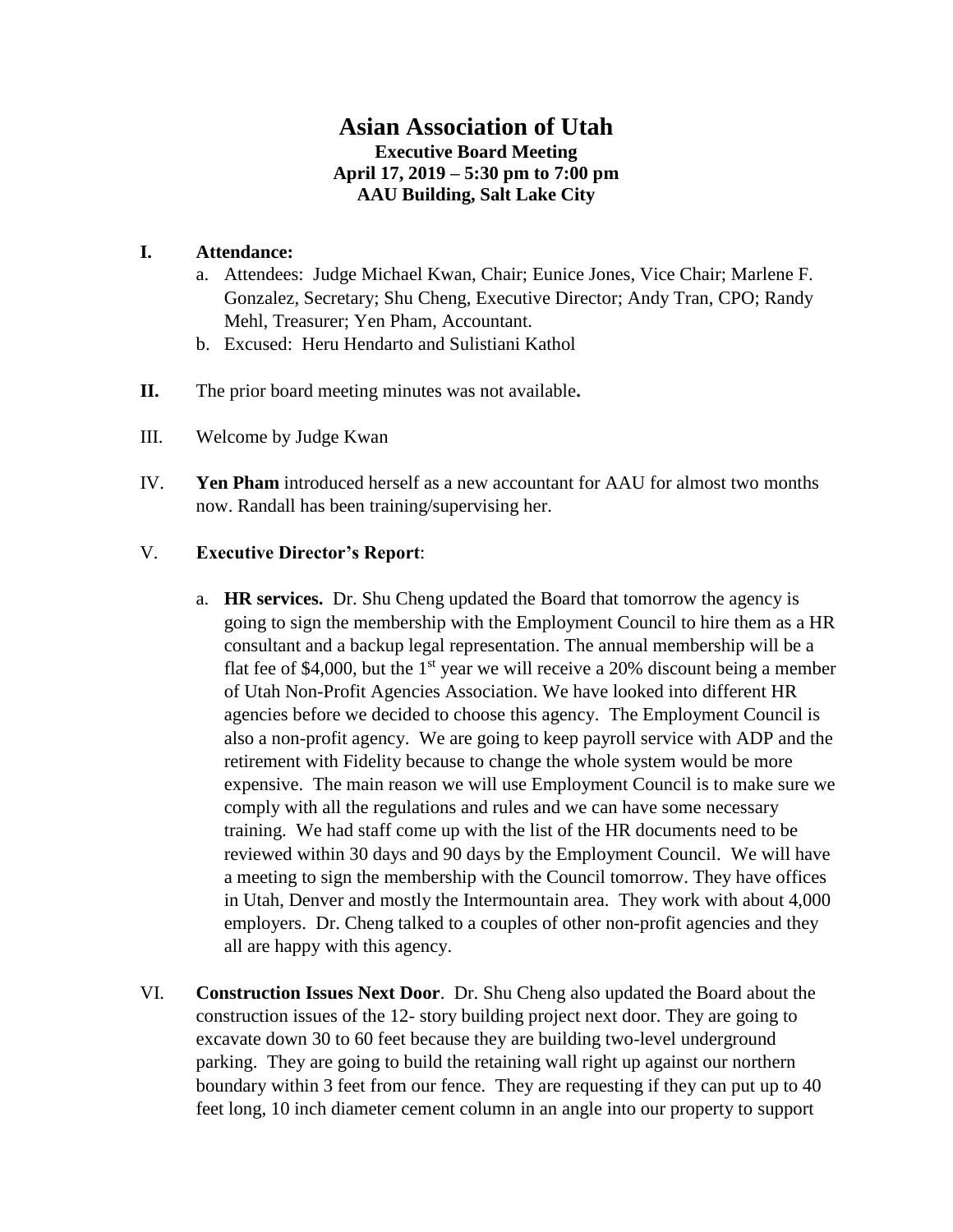# Asian Association of Utah

**Executive Board Meeting**
**April 17, 2019 – 5:30 pm to 7:00 pm**
**AAU Building, Salt Lake City**

**I. Attendance:**

a. Attendees: Judge Michael Kwan, Chair; Eunice Jones, Vice Chair; Marlene F. Gonzalez, Secretary; Shu Cheng, Executive Director; Andy Tran, CPO; Randy Mehl, Treasurer; Yen Pham, Accountant.

b. Excused: Heru Hendarto and Sulistiani Kathol

**II.** The prior board meeting minutes was not available**.**

III. Welcome by Judge Kwan

IV. **Yen Pham** introduced herself as a new accountant for AAU for almost two months now. Randall has been training/supervising her.

V. **Executive Director's Report**:

a. **HR services.** Dr. Shu Cheng updated the Board that tomorrow the agency is going to sign the membership with the Employment Council to hire them as a HR consultant and a backup legal representation. The annual membership will be a flat fee of $4,000, but the 1st year we will receive a 20% discount being a member of Utah Non-Profit Agencies Association. We have looked into different HR agencies before we decided to choose this agency. The Employment Council is also a non-profit agency. We are going to keep payroll service with ADP and the retirement with Fidelity because to change the whole system would be more expensive. The main reason we will use Employment Council is to make sure we comply with all the regulations and rules and we can have some necessary training. We had staff come up with the list of the HR documents need to be reviewed within 30 days and 90 days by the Employment Council. We will have a meeting to sign the membership with the Council tomorrow. They have offices in Utah, Denver and mostly the Intermountain area. They work with about 4,000 employers. Dr. Cheng talked to a couples of other non-profit agencies and they all are happy with this agency.

VI. **Construction Issues Next Door**. Dr. Shu Cheng also updated the Board about the construction issues of the 12- story building project next door. They are going to excavate down 30 to 60 feet because they are building two-level underground parking. They are going to build the retaining wall right up against our northern boundary within 3 feet from our fence. They are requesting if they can put up to 40 feet long, 10 inch diameter cement column in an angle into our property to support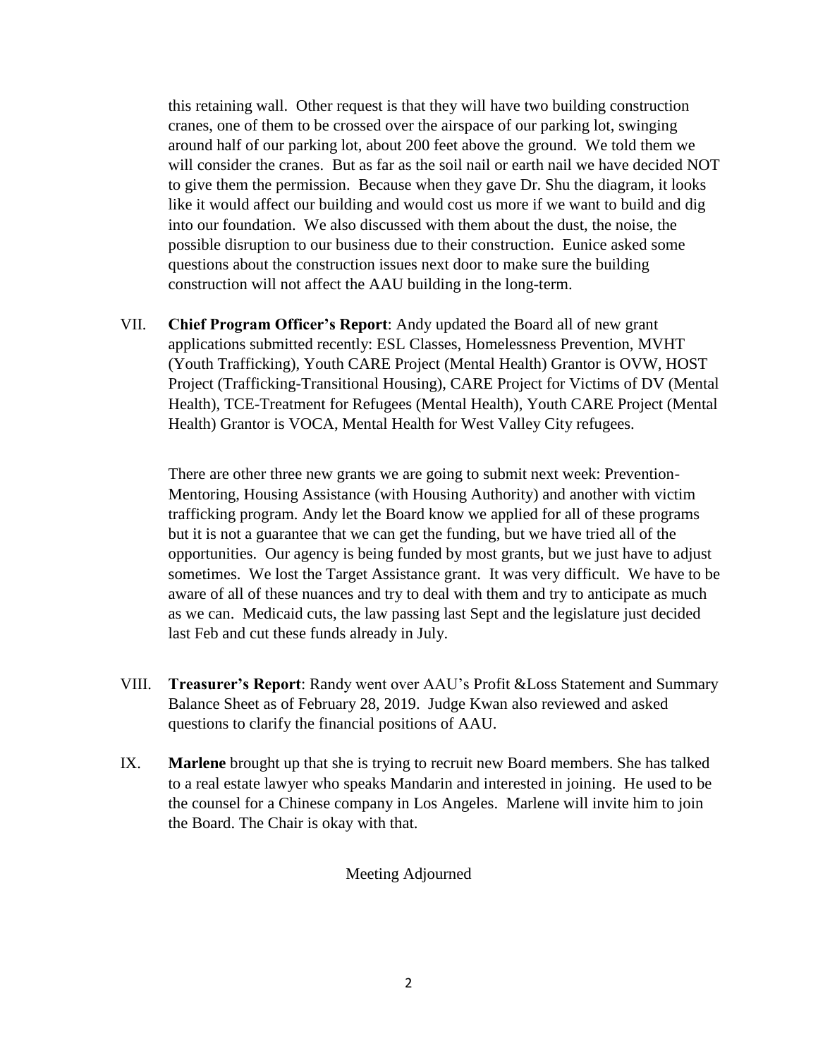this retaining wall. Other request is that they will have two building construction cranes, one of them to be crossed over the airspace of our parking lot, swinging around half of our parking lot, about 200 feet above the ground. We told them we will consider the cranes. But as far as the soil nail or earth nail we have decided NOT to give them the permission. Because when they gave Dr. Shu the diagram, it looks like it would affect our building and would cost us more if we want to build and dig into our foundation. We also discussed with them about the dust, the noise, the possible disruption to our business due to their construction. Eunice asked some questions about the construction issues next door to make sure the building construction will not affect the AAU building in the long-term.

VII. **Chief Program Officer's Report**: Andy updated the Board all of new grant applications submitted recently: ESL Classes, Homelessness Prevention, MVHT (Youth Trafficking), Youth CARE Project (Mental Health) Grantor is OVW, HOST Project (Trafficking-Transitional Housing), CARE Project for Victims of DV (Mental Health), TCE-Treatment for Refugees (Mental Health), Youth CARE Project (Mental Health) Grantor is VOCA, Mental Health for West Valley City refugees.

There are other three new grants we are going to submit next week: Prevention-Mentoring, Housing Assistance (with Housing Authority) and another with victim trafficking program. Andy let the Board know we applied for all of these programs but it is not a guarantee that we can get the funding, but we have tried all of the opportunities. Our agency is being funded by most grants, but we just have to adjust sometimes. We lost the Target Assistance grant. It was very difficult. We have to be aware of all of these nuances and try to deal with them and try to anticipate as much as we can. Medicaid cuts, the law passing last Sept and the legislature just decided last Feb and cut these funds already in July.

VIII. **Treasurer's Report**: Randy went over AAU's Profit &Loss Statement and Summary Balance Sheet as of February 28, 2019. Judge Kwan also reviewed and asked questions to clarify the financial positions of AAU.

IX. **Marlene** brought up that she is trying to recruit new Board members. She has talked to a real estate lawyer who speaks Mandarin and interested in joining. He used to be the counsel for a Chinese company in Los Angeles. Marlene will invite him to join the Board. The Chair is okay with that.

Meeting Adjourned